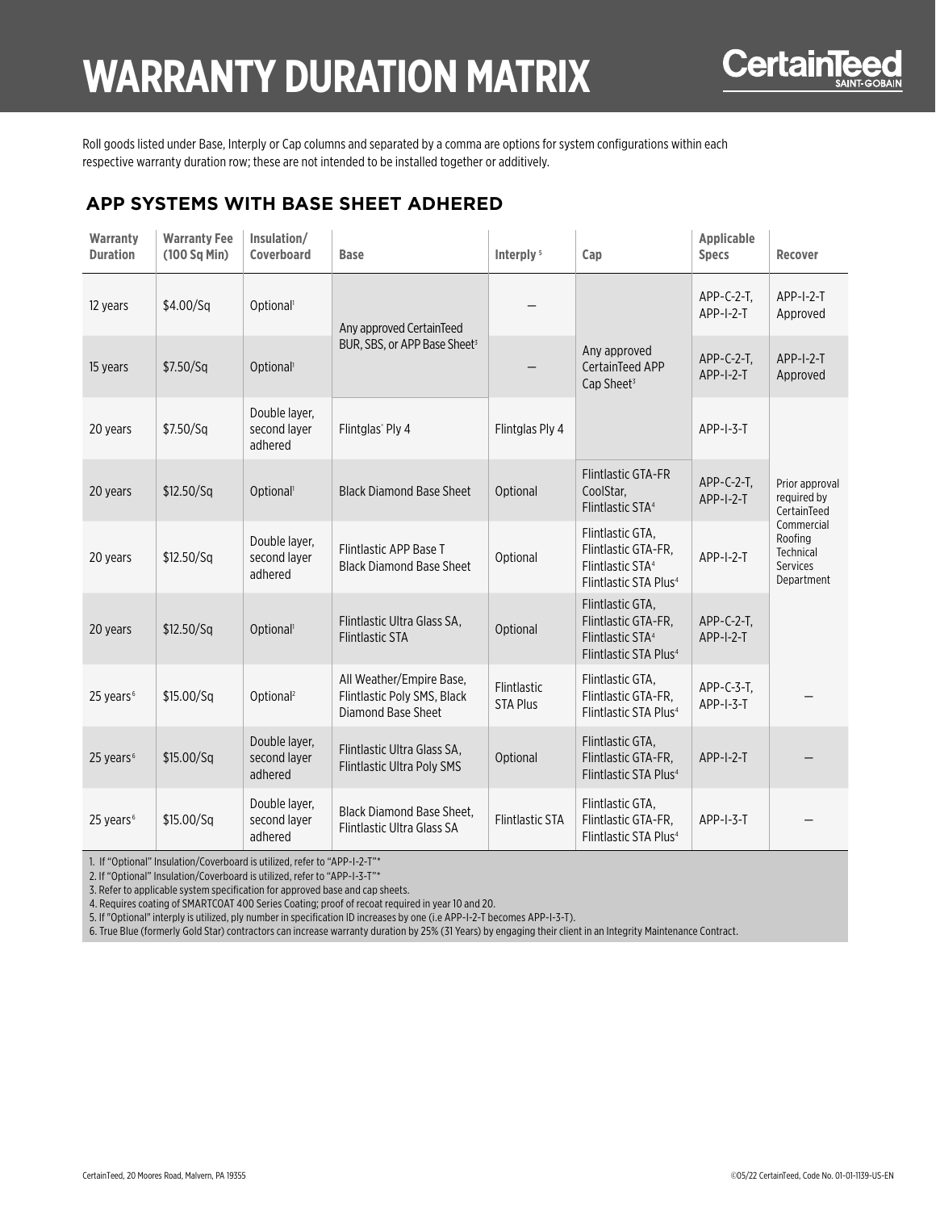# WARRANTY DURATION MATRIX

Roll goods listed under Base, Interply or Cap columns and separated by a comma are options for system configurations within each respective warranty duration row; these are not intended to be installed together or additively.

## APP SYSTEMS WITH BASE SHEET ADHERED

| Warranty Duration | Warranty Fee (100 Sq Min) | Insulation/ Coverboard | Base | Interply [5] | Cap | Applicable Specs | Recover |
|---|---|---|---|---|---|---|---|
| 12 years | $4.00/Sq | Optional[1] | Any approved CertainTeed BUR, SBS, or APP Base Sheet[3] | — | Any approved CertainTeed APP Cap Sheet[3] | APP-C-2-T, APP-I-2-T | APP-I-2-T Approved |
| 15 years | $7.50/Sq | Optional[1] | Any approved CertainTeed BUR, SBS, or APP Base Sheet[3] | — | Any approved CertainTeed APP Cap Sheet[3] | APP-C-2-T, APP-I-2-T | APP-I-2-T Approved |
| 20 years | $7.50/Sq | Double layer, second layer adhered | Flintglas® Ply 4 | Flintglas Ply 4 | Any approved CertainTeed APP Cap Sheet[3] | APP-I-3-T | Prior approval required by CertainTeed Commercial Roofing Technical Services Department |
| 20 years | $12.50/Sq | Optional[1] | Black Diamond Base Sheet | Optional | Flintlastic GTA-FR CoolStar, Flintlastic STA[4] | APP-C-2-T, APP-I-2-T | Prior approval required by CertainTeed Commercial Roofing Technical Services Department |
| 20 years | $12.50/Sq | Double layer, second layer adhered | Flintlastic APP Base T Black Diamond Base Sheet | Optional | Flintlastic GTA, Flintlastic GTA-FR, Flintlastic STA[4] Flintlastic STA Plus[4] | APP-I-2-T | Prior approval required by CertainTeed Commercial Roofing Technical Services Department |
| 20 years | $12.50/Sq | Optional[1] | Flintlastic Ultra Glass SA, Flintlastic STA | Optional | Flintlastic GTA, Flintlastic GTA-FR, Flintlastic STA[4] Flintlastic STA Plus[4] | APP-C-2-T, APP-I-2-T | Prior approval required by CertainTeed Commercial Roofing Technical Services Department |
| 25 years[6] | $15.00/Sq | Optional[2] | All Weather/Empire Base, Flintlastic Poly SMS, Black Diamond Base Sheet | Flintlastic STA Plus | Flintlastic GTA, Flintlastic GTA-FR, Flintlastic STA Plus[4] | APP-C-3-T, APP-I-3-T | — |
| 25 years[6] | $15.00/Sq | Double layer, second layer adhered | Flintlastic Ultra Glass SA, Flintlastic Ultra Poly SMS | Optional | Flintlastic GTA, Flintlastic GTA-FR, Flintlastic STA Plus[4] | APP-I-2-T | — |
| 25 years[6] | $15.00/Sq | Double layer, second layer adhered | Black Diamond Base Sheet, Flintlastic Ultra Glass SA | Flintlastic STA | Flintlastic GTA, Flintlastic GTA-FR, Flintlastic STA Plus[4] | APP-I-3-T | — |

1. If "Optional" Insulation/Coverboard is utilized, refer to "APP-I-2-T"*
2. If "Optional" Insulation/Coverboard is utilized, refer to "APP-I-3-T"*
3. Refer to applicable system specification for approved base and cap sheets.
4. Requires coating of SMARTCOAT 400 Series Coating; proof of recoat required in year 10 and 20.
5. If "Optional" interply is utilized, ply number in specification ID increases by one (i.e APP-I-2-T becomes APP-I-3-T).
6. True Blue (formerly Gold Star) contractors can increase warranty duration by 25% (31 Years) by engaging their client in an Integrity Maintenance Contract.

CertainTeed, 20 Moores Road, Malvern, PA 19355

©05/22 CertainTeed, Code No. 01-01-1139-US-EN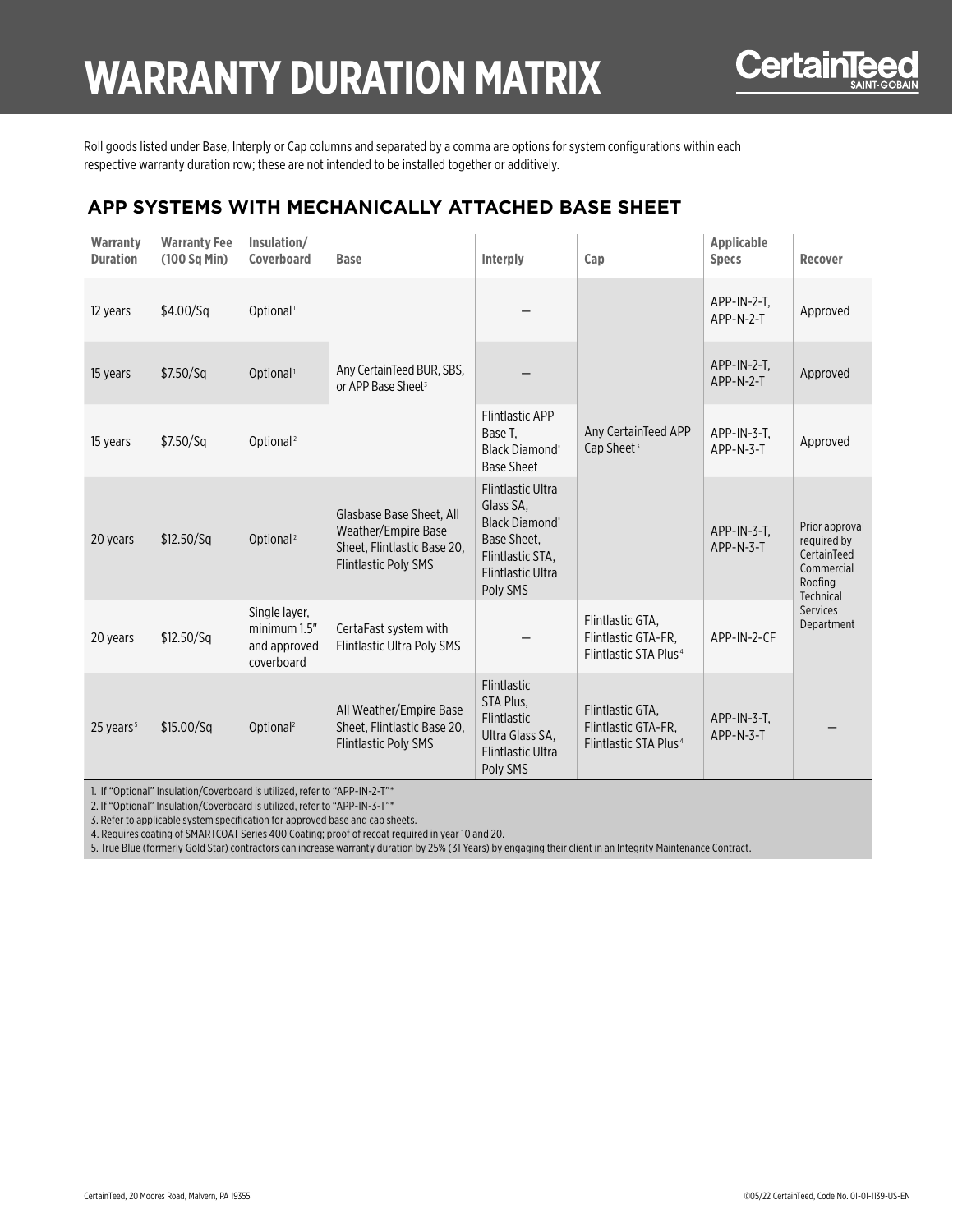# WARRANTY DURATION MATRIX

Roll goods listed under Base, Interply or Cap columns and separated by a comma are options for system configurations within each respective warranty duration row; these are not intended to be installed together or additively.

## APP SYSTEMS WITH MECHANICALLY ATTACHED BASE SHEET

| Warranty Duration | Warranty Fee (100 Sq Min) | Insulation/ Coverboard | Base | Interply | Cap | Applicable Specs | Recover |
|---|---|---|---|---|---|---|---|
| 12 years | $4.00/Sq | Optional[1] | Any CertainTeed BUR, SBS, or APP Base Sheet[3] | — | Any CertainTeed APP Cap Sheet[3] | APP-IN-2-T, APP-N-2-T | Approved |
| 15 years | $7.50/Sq | Optional[1] | Any CertainTeed BUR, SBS, or APP Base Sheet[3] | — | Any CertainTeed APP Cap Sheet[3] | APP-IN-2-T, APP-N-2-T | Approved |
| 15 years | $7.50/Sq | Optional[2] | Any CertainTeed BUR, SBS, or APP Base Sheet[3] | Flintlastic APP Base T, Black Diamond® Base Sheet | Any CertainTeed APP Cap Sheet[3] | APP-IN-3-T, APP-N-3-T | Approved |
| 20 years | $12.50/Sq | Optional[2] | Glasbase Base Sheet, All Weather/Empire Base Sheet, Flintlastic Base 20, Flintlastic Poly SMS | Flintlastic Ultra Glass SA, Black Diamond® Base Sheet, Flintlastic STA, Flintlastic Ultra Poly SMS | Any CertainTeed APP Cap Sheet[3] | APP-IN-3-T, APP-N-3-T | Prior approval required by CertainTeed Commercial Roofing Technical Services Department |
| 20 years | $12.50/Sq | Single layer, minimum 1.5" and approved coverboard | CertaFast system with Flintlastic Ultra Poly SMS | — | Flintlastic GTA, Flintlastic GTA-FR, Flintlastic STA Plus[4] | APP-IN-2-CF | Prior approval required by CertainTeed Commercial Roofing Technical Services Department |
| 25 years[5] | $15.00/Sq | Optional[2] | All Weather/Empire Base Sheet, Flintlastic Base 20, Flintlastic Poly SMS | Flintlastic STA Plus, Flintlastic Ultra Glass SA, Flintlastic Ultra Poly SMS | Flintlastic GTA, Flintlastic GTA-FR, Flintlastic STA Plus[4] | APP-IN-3-T, APP-N-3-T | — |

1. If "Optional" Insulation/Coverboard is utilized, refer to "APP-IN-2-T"*
2. If "Optional" Insulation/Coverboard is utilized, refer to "APP-IN-3-T"*
3. Refer to applicable system specification for approved base and cap sheets.
4. Requires coating of SMARTCOAT Series 400 Coating; proof of recoat required in year 10 and 20.
5. True Blue (formerly Gold Star) contractors can increase warranty duration by 25% (31 Years) by engaging their client in an Integrity Maintenance Contract.

CertainTeed, 20 Moores Road, Malvern, PA 19355

©05/22 CertainTeed, Code No. 01-01-1139-US-EN